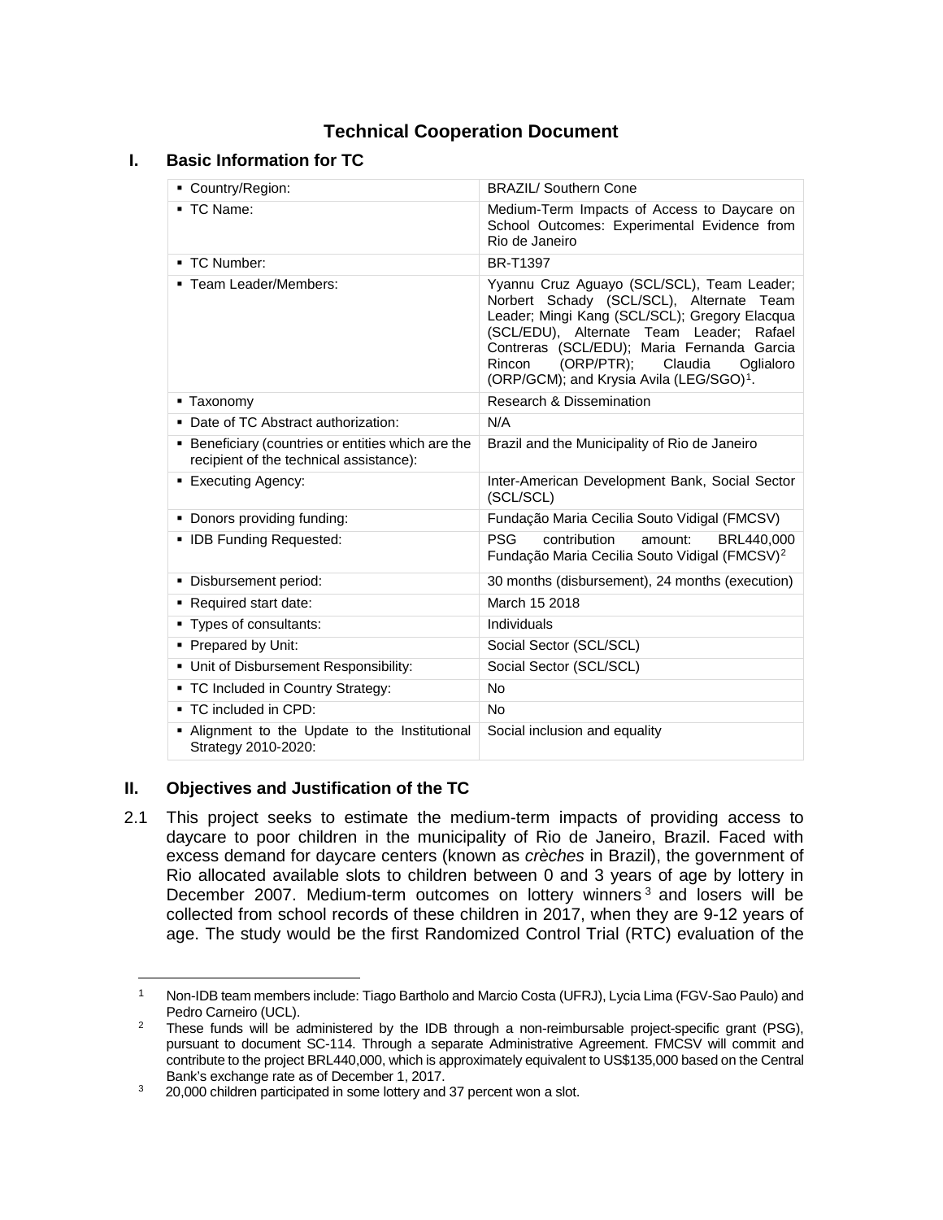# Technical Cooperation Document

## I. Basic Information for TC

| | |
|---|---|
| ▪ Country/Region: | BRAZIL/ Southern Cone |
| ▪ TC Name: | Medium-Term Impacts of Access to Daycare on School Outcomes: Experimental Evidence from Rio de Janeiro |
| ▪ TC Number: | BR-T1397 |
| ▪ Team Leader/Members: | Yyannu Cruz Aguayo (SCL/SCL), Team Leader; Norbert Schady (SCL/SCL), Alternate Team Leader; Mingi Kang (SCL/SCL); Gregory Elacqua (SCL/EDU), Alternate Team Leader; Rafael Contreras (SCL/EDU); Maria Fernanda Garcia Rincon (ORP/PTR); Claudia Oglialoro (ORP/GCM); and Krysia Avila (LEG/SGO)[1]. |
| ▪ Taxonomy | Research & Dissemination |
| ▪ Date of TC Abstract authorization: | N/A |
| ▪ Beneficiary (countries or entities which are the recipient of the technical assistance): | Brazil and the Municipality of Rio de Janeiro |
| ▪ Executing Agency: | Inter-American Development Bank, Social Sector (SCL/SCL) |
| ▪ Donors providing funding: | Fundação Maria Cecilia Souto Vidigal (FMCSV) |
| ▪ IDB Funding Requested: | PSG contribution amount: BRL440,000 Fundação Maria Cecilia Souto Vidigal (FMCSV)[2] |
| ▪ Disbursement period: | 30 months (disbursement), 24 months (execution) |
| ▪ Required start date: | March 15 2018 |
| ▪ Types of consultants: | Individuals |
| ▪ Prepared by Unit: | Social Sector (SCL/SCL) |
| ▪ Unit of Disbursement Responsibility: | Social Sector (SCL/SCL) |
| ▪ TC Included in Country Strategy: | No |
| ▪ TC included in CPD: | No |
| ▪ Alignment to the Update to the Institutional Strategy 2010-2020: | Social inclusion and equality |

## II. Objectives and Justification of the TC

2.1 This project seeks to estimate the medium-term impacts of providing access to daycare to poor children in the municipality of Rio de Janeiro, Brazil. Faced with excess demand for daycare centers (known as *crèches* in Brazil), the government of Rio allocated available slots to children between 0 and 3 years of age by lottery in December 2007. Medium-term outcomes on lottery winners[3] and losers will be collected from school records of these children in 2017, when they are 9-12 years of age. The study would be the first Randomized Control Trial (RTC) evaluation of the

[1] Non-IDB team members include: Tiago Bartholo and Marcio Costa (UFRJ), Lycia Lima (FGV-Sao Paulo) and Pedro Carneiro (UCL).

[2] These funds will be administered by the IDB through a non-reimbursable project-specific grant (PSG), pursuant to document SC-114. Through a separate Administrative Agreement. FMCSV will commit and contribute to the project BRL440,000, which is approximately equivalent to US$135,000 based on the Central Bank's exchange rate as of December 1, 2017.

[3] 20,000 children participated in some lottery and 37 percent won a slot.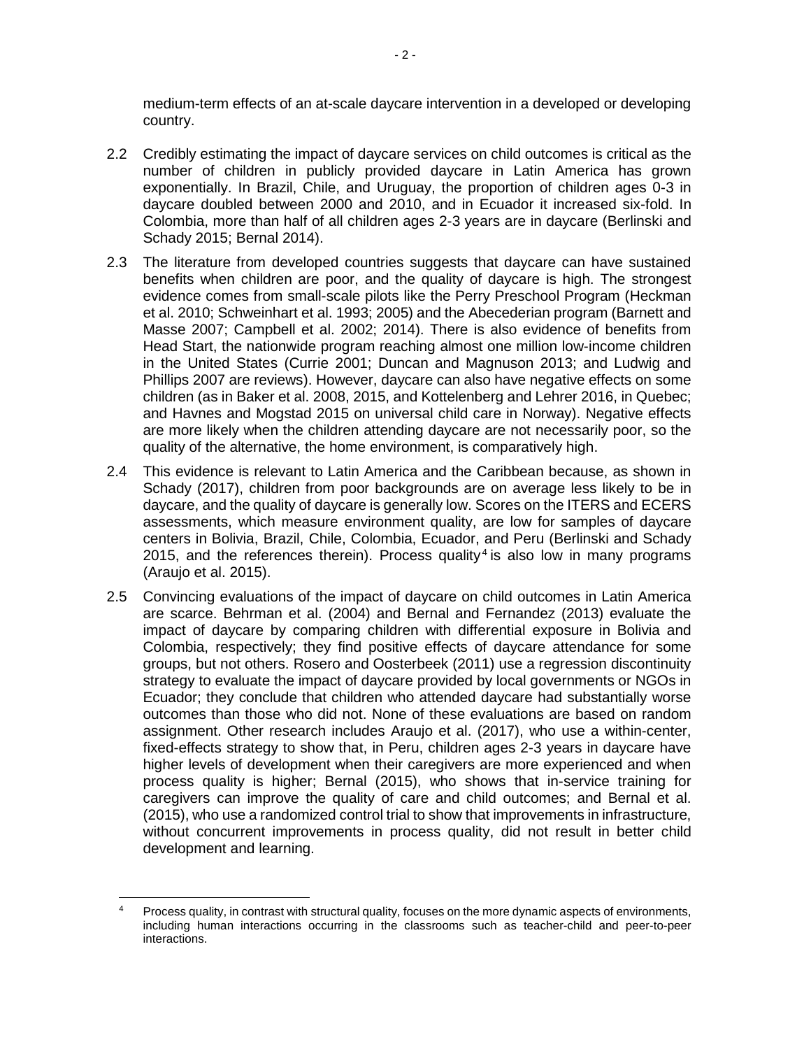medium-term effects of an at-scale daycare intervention in a developed or developing country.

2.2 Credibly estimating the impact of daycare services on child outcomes is critical as the number of children in publicly provided daycare in Latin America has grown exponentially. In Brazil, Chile, and Uruguay, the proportion of children ages 0-3 in daycare doubled between 2000 and 2010, and in Ecuador it increased six-fold. In Colombia, more than half of all children ages 2-3 years are in daycare (Berlinski and Schady 2015; Bernal 2014).

2.3 The literature from developed countries suggests that daycare can have sustained benefits when children are poor, and the quality of daycare is high. The strongest evidence comes from small-scale pilots like the Perry Preschool Program (Heckman et al. 2010; Schweinhart et al. 1993; 2005) and the Abecederian program (Barnett and Masse 2007; Campbell et al. 2002; 2014). There is also evidence of benefits from Head Start, the nationwide program reaching almost one million low-income children in the United States (Currie 2001; Duncan and Magnuson 2013; and Ludwig and Phillips 2007 are reviews). However, daycare can also have negative effects on some children (as in Baker et al. 2008, 2015, and Kottelenberg and Lehrer 2016, in Quebec; and Havnes and Mogstad 2015 on universal child care in Norway). Negative effects are more likely when the children attending daycare are not necessarily poor, so the quality of the alternative, the home environment, is comparatively high.

2.4 This evidence is relevant to Latin America and the Caribbean because, as shown in Schady (2017), children from poor backgrounds are on average less likely to be in daycare, and the quality of daycare is generally low. Scores on the ITERS and ECERS assessments, which measure environment quality, are low for samples of daycare centers in Bolivia, Brazil, Chile, Colombia, Ecuador, and Peru (Berlinski and Schady 2015, and the references therein). Process quality[4] is also low in many programs (Araujo et al. 2015).

2.5 Convincing evaluations of the impact of daycare on child outcomes in Latin America are scarce. Behrman et al. (2004) and Bernal and Fernandez (2013) evaluate the impact of daycare by comparing children with differential exposure in Bolivia and Colombia, respectively; they find positive effects of daycare attendance for some groups, but not others. Rosero and Oosterbeek (2011) use a regression discontinuity strategy to evaluate the impact of daycare provided by local governments or NGOs in Ecuador; they conclude that children who attended daycare had substantially worse outcomes than those who did not. None of these evaluations are based on random assignment. Other research includes Araujo et al. (2017), who use a within-center, fixed-effects strategy to show that, in Peru, children ages 2-3 years in daycare have higher levels of development when their caregivers are more experienced and when process quality is higher; Bernal (2015), who shows that in-service training for caregivers can improve the quality of care and child outcomes; and Bernal et al. (2015), who use a randomized control trial to show that improvements in infrastructure, without concurrent improvements in process quality, did not result in better child development and learning.

---

[4] Process quality, in contrast with structural quality, focuses on the more dynamic aspects of environments, including human interactions occurring in the classrooms such as teacher-child and peer-to-peer interactions.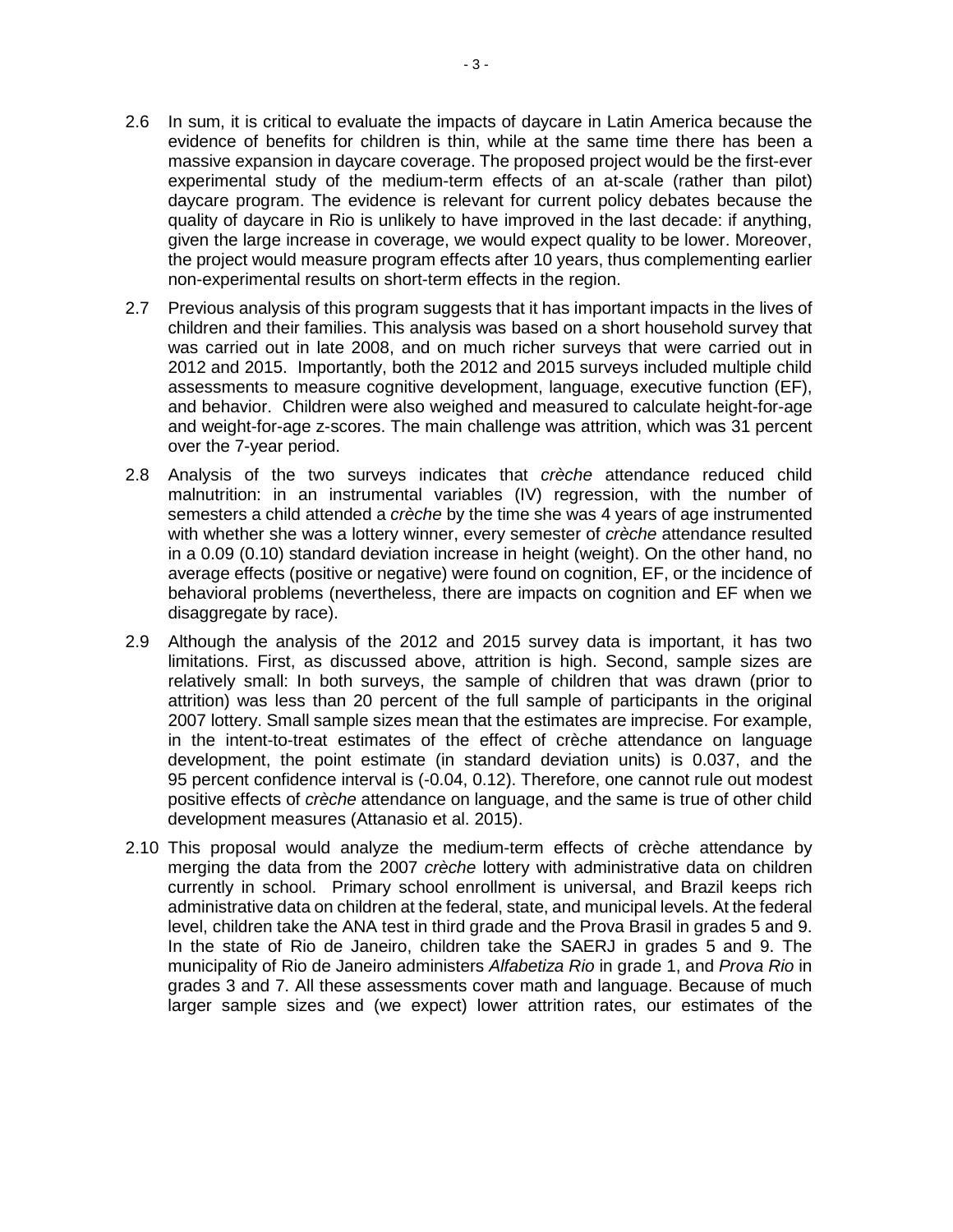2.6 In sum, it is critical to evaluate the impacts of daycare in Latin America because the evidence of benefits for children is thin, while at the same time there has been a massive expansion in daycare coverage. The proposed project would be the first-ever experimental study of the medium-term effects of an at-scale (rather than pilot) daycare program. The evidence is relevant for current policy debates because the quality of daycare in Rio is unlikely to have improved in the last decade: if anything, given the large increase in coverage, we would expect quality to be lower. Moreover, the project would measure program effects after 10 years, thus complementing earlier non-experimental results on short-term effects in the region.

2.7 Previous analysis of this program suggests that it has important impacts in the lives of children and their families. This analysis was based on a short household survey that was carried out in late 2008, and on much richer surveys that were carried out in 2012 and 2015. Importantly, both the 2012 and 2015 surveys included multiple child assessments to measure cognitive development, language, executive function (EF), and behavior. Children were also weighed and measured to calculate height-for-age and weight-for-age z-scores. The main challenge was attrition, which was 31 percent over the 7-year period.

2.8 Analysis of the two surveys indicates that *crèche* attendance reduced child malnutrition: in an instrumental variables (IV) regression, with the number of semesters a child attended a *crèche* by the time she was 4 years of age instrumented with whether she was a lottery winner, every semester of *crèche* attendance resulted in a 0.09 (0.10) standard deviation increase in height (weight). On the other hand, no average effects (positive or negative) were found on cognition, EF, or the incidence of behavioral problems (nevertheless, there are impacts on cognition and EF when we disaggregate by race).

2.9 Although the analysis of the 2012 and 2015 survey data is important, it has two limitations. First, as discussed above, attrition is high. Second, sample sizes are relatively small: In both surveys, the sample of children that was drawn (prior to attrition) was less than 20 percent of the full sample of participants in the original 2007 lottery. Small sample sizes mean that the estimates are imprecise. For example, in the intent-to-treat estimates of the effect of crèche attendance on language development, the point estimate (in standard deviation units) is 0.037, and the 95 percent confidence interval is (-0.04, 0.12). Therefore, one cannot rule out modest positive effects of *crèche* attendance on language, and the same is true of other child development measures (Attanasio et al. 2015).

2.10 This proposal would analyze the medium-term effects of crèche attendance by merging the data from the 2007 *crèche* lottery with administrative data on children currently in school. Primary school enrollment is universal, and Brazil keeps rich administrative data on children at the federal, state, and municipal levels. At the federal level, children take the ANA test in third grade and the Prova Brasil in grades 5 and 9. In the state of Rio de Janeiro, children take the SAERJ in grades 5 and 9. The municipality of Rio de Janeiro administers *Alfabetiza Rio* in grade 1, and *Prova Rio* in grades 3 and 7. All these assessments cover math and language. Because of much larger sample sizes and (we expect) lower attrition rates, our estimates of the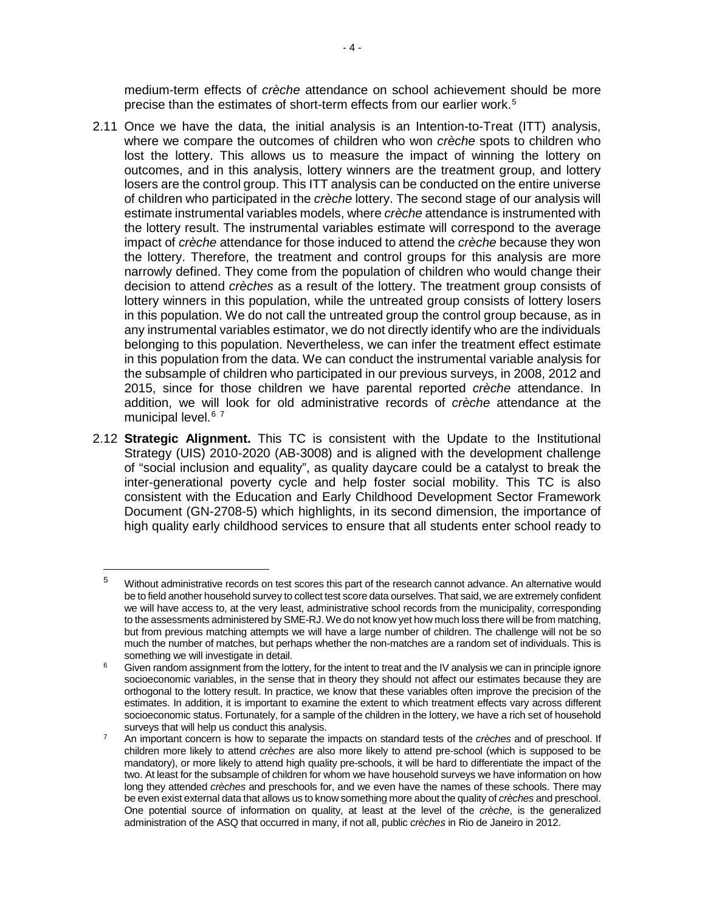medium-term effects of *crèche* attendance on school achievement should be more precise than the estimates of short-term effects from our earlier work.[5]

2.11 Once we have the data, the initial analysis is an Intention-to-Treat (ITT) analysis, where we compare the outcomes of children who won *crèche* spots to children who lost the lottery. This allows us to measure the impact of winning the lottery on outcomes, and in this analysis, lottery winners are the treatment group, and lottery losers are the control group. This ITT analysis can be conducted on the entire universe of children who participated in the *crèche* lottery. The second stage of our analysis will estimate instrumental variables models, where *crèche* attendance is instrumented with the lottery result. The instrumental variables estimate will correspond to the average impact of *crèche* attendance for those induced to attend the *crèche* because they won the lottery. Therefore, the treatment and control groups for this analysis are more narrowly defined. They come from the population of children who would change their decision to attend *crèches* as a result of the lottery. The treatment group consists of lottery winners in this population, while the untreated group consists of lottery losers in this population. We do not call the untreated group the control group because, as in any instrumental variables estimator, we do not directly identify who are the individuals belonging to this population. Nevertheless, we can infer the treatment effect estimate in this population from the data. We can conduct the instrumental variable analysis for the subsample of children who participated in our previous surveys, in 2008, 2012 and 2015, since for those children we have parental reported *crèche* attendance. In addition, we will look for old administrative records of *crèche* attendance at the municipal level.[6] [7]

2.12 **Strategic Alignment.** This TC is consistent with the Update to the Institutional Strategy (UIS) 2010-2020 (AB-3008) and is aligned with the development challenge of "social inclusion and equality", as quality daycare could be a catalyst to break the inter-generational poverty cycle and help foster social mobility. This TC is also consistent with the Education and Early Childhood Development Sector Framework Document (GN-2708-5) which highlights, in its second dimension, the importance of high quality early childhood services to ensure that all students enter school ready to

---

[5] Without administrative records on test scores this part of the research cannot advance. An alternative would be to field another household survey to collect test score data ourselves. That said, we are extremely confident we will have access to, at the very least, administrative school records from the municipality, corresponding to the assessments administered by SME-RJ. We do not know yet how much loss there will be from matching, but from previous matching attempts we will have a large number of children. The challenge will not be so much the number of matches, but perhaps whether the non-matches are a random set of individuals. This is something we will investigate in detail.

[6] Given random assignment from the lottery, for the intent to treat and the IV analysis we can in principle ignore socioeconomic variables, in the sense that in theory they should not affect our estimates because they are orthogonal to the lottery result. In practice, we know that these variables often improve the precision of the estimates. In addition, it is important to examine the extent to which treatment effects vary across different socioeconomic status. Fortunately, for a sample of the children in the lottery, we have a rich set of household surveys that will help us conduct this analysis.

[7] An important concern is how to separate the impacts on standard tests of the *crèches* and of preschool. If children more likely to attend *crèches* are also more likely to attend pre-school (which is supposed to be mandatory), or more likely to attend high quality pre-schools, it will be hard to differentiate the impact of the two. At least for the subsample of children for whom we have household surveys we have information on how long they attended *crèches* and preschools for, and we even have the names of these schools. There may be even exist external data that allows us to know something more about the quality of *crèches* and preschool. One potential source of information on quality, at least at the level of the *crèche*, is the generalized administration of the ASQ that occurred in many, if not all, public *crèches* in Rio de Janeiro in 2012.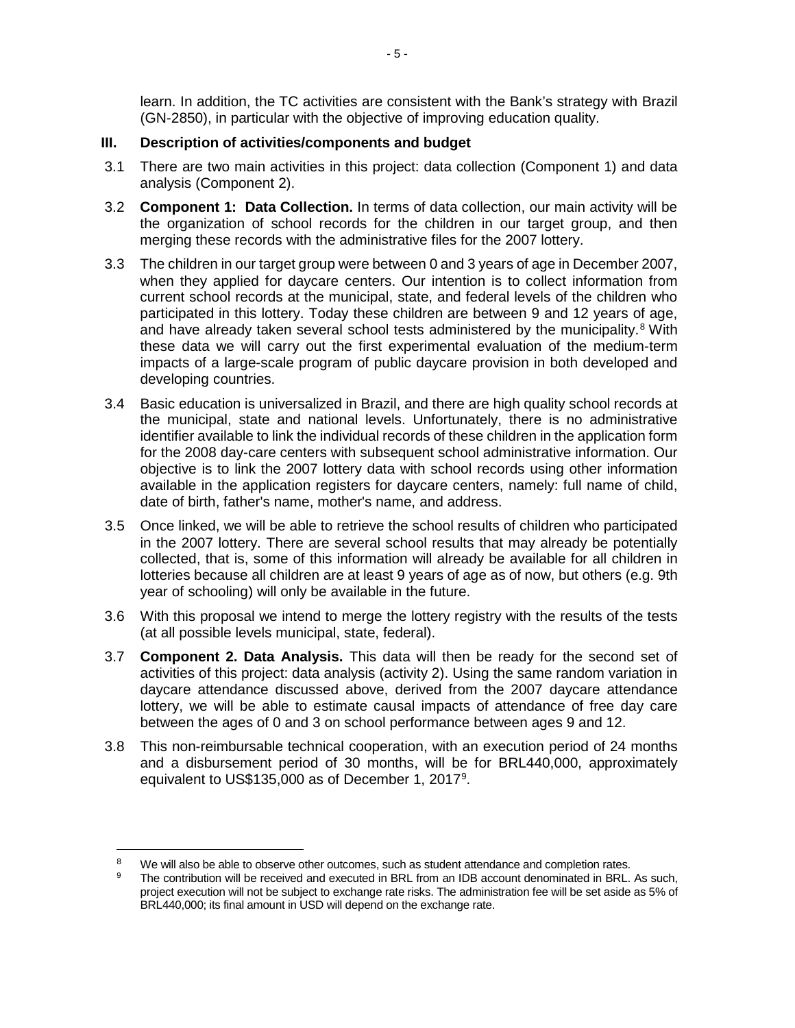learn. In addition, the TC activities are consistent with the Bank's strategy with Brazil (GN-2850), in particular with the objective of improving education quality.

## III. Description of activities/components and budget

3.1 There are two main activities in this project: data collection (Component 1) and data analysis (Component 2).

3.2 **Component 1: Data Collection.** In terms of data collection, our main activity will be the organization of school records for the children in our target group, and then merging these records with the administrative files for the 2007 lottery.

3.3 The children in our target group were between 0 and 3 years of age in December 2007, when they applied for daycare centers. Our intention is to collect information from current school records at the municipal, state, and federal levels of the children who participated in this lottery. Today these children are between 9 and 12 years of age, and have already taken several school tests administered by the municipality.[8] With these data we will carry out the first experimental evaluation of the medium-term impacts of a large-scale program of public daycare provision in both developed and developing countries.

3.4 Basic education is universalized in Brazil, and there are high quality school records at the municipal, state and national levels. Unfortunately, there is no administrative identifier available to link the individual records of these children in the application form for the 2008 day-care centers with subsequent school administrative information. Our objective is to link the 2007 lottery data with school records using other information available in the application registers for daycare centers, namely: full name of child, date of birth, father's name, mother's name, and address.

3.5 Once linked, we will be able to retrieve the school results of children who participated in the 2007 lottery. There are several school results that may already be potentially collected, that is, some of this information will already be available for all children in lotteries because all children are at least 9 years of age as of now, but others (e.g. 9th year of schooling) will only be available in the future.

3.6 With this proposal we intend to merge the lottery registry with the results of the tests (at all possible levels municipal, state, federal).

3.7 **Component 2. Data Analysis.** This data will then be ready for the second set of activities of this project: data analysis (activity 2). Using the same random variation in daycare attendance discussed above, derived from the 2007 daycare attendance lottery, we will be able to estimate causal impacts of attendance of free day care between the ages of 0 and 3 on school performance between ages 9 and 12.

3.8 This non-reimbursable technical cooperation, with an execution period of 24 months and a disbursement period of 30 months, will be for BRL440,000, approximately equivalent to US$135,000 as of December 1, 2017[9].

---

[8] We will also be able to observe other outcomes, such as student attendance and completion rates.

[9] The contribution will be received and executed in BRL from an IDB account denominated in BRL. As such, project execution will not be subject to exchange rate risks. The administration fee will be set aside as 5% of BRL440,000; its final amount in USD will depend on the exchange rate.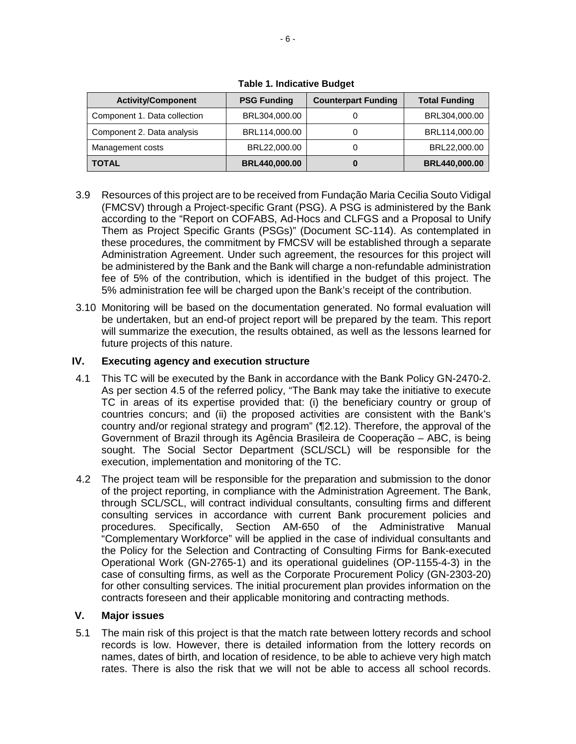**Table 1. Indicative Budget**

| Activity/Component | PSG Funding | Counterpart Funding | Total Funding |
|---|---|---|---|
| Component 1. Data collection | BRL304,000.00 | 0 | BRL304,000.00 |
| Component 2. Data analysis | BRL114,000.00 | 0 | BRL114,000.00 |
| Management costs | BRL22,000.00 | 0 | BRL22,000.00 |
| **TOTAL** | **BRL440,000.00** | **0** | **BRL440,000.00** |

3.9 Resources of this project are to be received from Fundação Maria Cecilia Souto Vidigal (FMCSV) through a Project-specific Grant (PSG). A PSG is administered by the Bank according to the "Report on COFABS, Ad-Hocs and CLFGS and a Proposal to Unify Them as Project Specific Grants (PSGs)" (Document SC-114). As contemplated in these procedures, the commitment by FMCSV will be established through a separate Administration Agreement. Under such agreement, the resources for this project will be administered by the Bank and the Bank will charge a non-refundable administration fee of 5% of the contribution, which is identified in the budget of this project. The 5% administration fee will be charged upon the Bank's receipt of the contribution.

3.10 Monitoring will be based on the documentation generated. No formal evaluation will be undertaken, but an end-of project report will be prepared by the team. This report will summarize the execution, the results obtained, as well as the lessons learned for future projects of this nature.

## IV. Executing agency and execution structure

4.1 This TC will be executed by the Bank in accordance with the Bank Policy GN-2470-2. As per section 4.5 of the referred policy, "The Bank may take the initiative to execute TC in areas of its expertise provided that: (i) the beneficiary country or group of countries concurs; and (ii) the proposed activities are consistent with the Bank's country and/or regional strategy and program" (¶2.12). Therefore, the approval of the Government of Brazil through its Agência Brasileira de Cooperação – ABC, is being sought. The Social Sector Department (SCL/SCL) will be responsible for the execution, implementation and monitoring of the TC.

4.2 The project team will be responsible for the preparation and submission to the donor of the project reporting, in compliance with the Administration Agreement. The Bank, through SCL/SCL, will contract individual consultants, consulting firms and different consulting services in accordance with current Bank procurement policies and procedures. Specifically, Section AM-650 of the Administrative Manual "Complementary Workforce" will be applied in the case of individual consultants and the Policy for the Selection and Contracting of Consulting Firms for Bank-executed Operational Work (GN-2765-1) and its operational guidelines (OP-1155-4-3) in the case of consulting firms, as well as the Corporate Procurement Policy (GN-2303-20) for other consulting services. The initial procurement plan provides information on the contracts foreseen and their applicable monitoring and contracting methods.

## V. Major issues

5.1 The main risk of this project is that the match rate between lottery records and school records is low. However, there is detailed information from the lottery records on names, dates of birth, and location of residence, to be able to achieve very high match rates. There is also the risk that we will not be able to access all school records.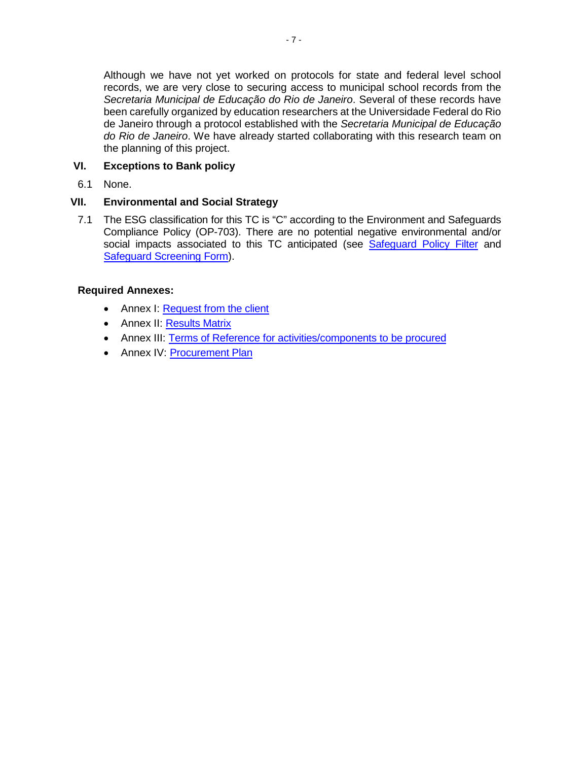Although we have not yet worked on protocols for state and federal level school records, we are very close to securing access to municipal school records from the *Secretaria Municipal de Educação do Rio de Janeiro*. Several of these records have been carefully organized by education researchers at the Universidade Federal do Rio de Janeiro through a protocol established with the *Secretaria Municipal de Educação do Rio de Janeiro*. We have already started collaborating with this research team on the planning of this project.

## VI. Exceptions to Bank policy

6.1 None.

## VII. Environmental and Social Strategy

7.1 The ESG classification for this TC is "C" according to the Environment and Safeguards Compliance Policy (OP-703). There are no potential negative environmental and/or social impacts associated to this TC anticipated (see Safeguard Policy Filter and Safeguard Screening Form).

**Required Annexes:**

- Annex I: Request from the client
- Annex II: Results Matrix
- Annex III: Terms of Reference for activities/components to be procured
- Annex IV: Procurement Plan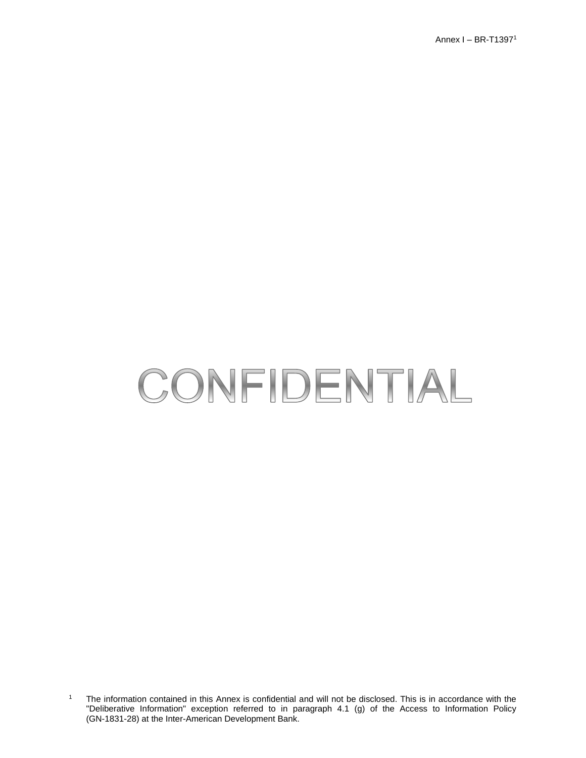Annex I – BR-T1397[1]

# CONFIDENTIAL

[1] The information contained in this Annex is confidential and will not be disclosed. This is in accordance with the "Deliberative Information" exception referred to in paragraph 4.1 (g) of the Access to Information Policy (GN-1831-28) at the Inter-American Development Bank.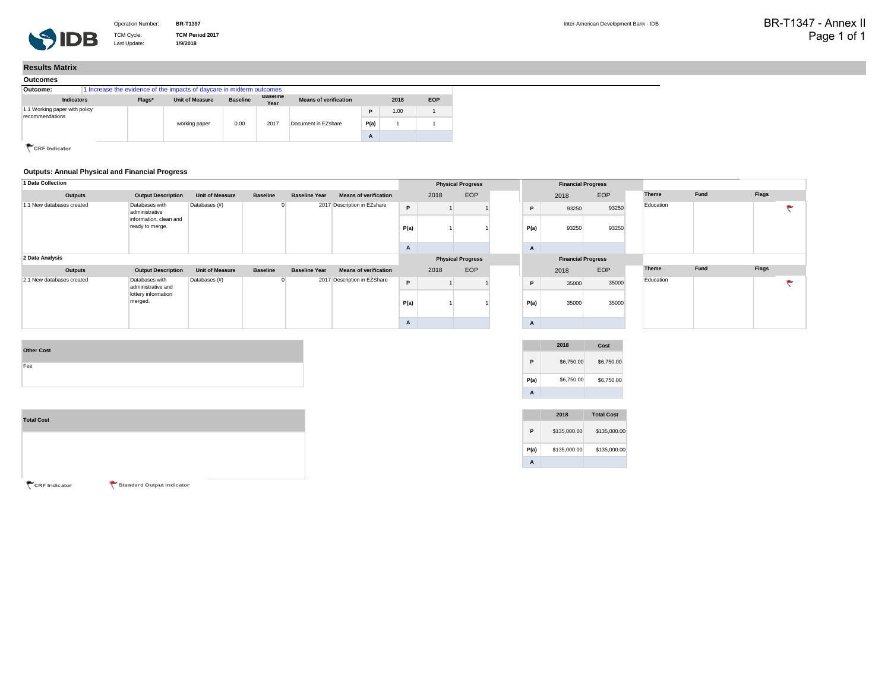Operation Number: **BR-T1397**
TCM Cycle: **TCM Period 2017**
Last Update: **1/9/2018**

Inter-American Development Bank - IDB

BR-T1347 - Annex II

## Results Matrix

### Outcomes

**Outcome:** 1 Increase the evidence of the impacts of daycare in midterm outcomes

| Indicators | Flags* | Unit of Measure | Baseline | Baseline Year | Means of verification | | 2018 | EOP |
|---|---|---|---|---|---|---|---|---|
| 1.1 Working paper with policy recommendations | | working paper | 0.00 | 2017 | Document in EZshare | P | 1.00 | 1 |
| | | | | | | P(a) | 1 | 1 |
| | | | | | | A | | |

CRF Indicator

### Outputs: Annual Physical and Financial Progress

**1 Data Collection**

| Outputs | Output Description | Unit of Measure | Baseline | Baseline Year | Means of verification | | Physical Progress 2018 | Physical Progress EOP | | Financial Progress 2018 | Financial Progress EOP | Theme | Fund | Flags |
|---|---|---|---|---|---|---|---|---|---|---|---|---|---|---|
| 1.1 New databases created | Databases with administrative information, clean and ready to merge. | Databases (#) | 0 | 2017 | Description in EZshare | P | 1 | 1 | P | 93250 | 93250 | Education | | Standard Output Indicator |
| | | | | | | P(a) | 1 | 1 | P(a) | 93250 | 93250 | | | |
| | | | | | | A | | | A | | | | | |

**2 Data Analysis**

| Outputs | Output Description | Unit of Measure | Baseline | Baseline Year | Means of verification | | Physical Progress 2018 | Physical Progress EOP | | Financial Progress 2018 | Financial Progress EOP | Theme | Fund | Flags |
|---|---|---|---|---|---|---|---|---|---|---|---|---|---|---|
| 2.1 New databases created | Databases with administrative and lottery information merged. | Databases (#) | 0 | 2017 | Description in EZShare | P | 1 | 1 | P | 35000 | 35000 | Education | | Standard Output Indicator |
| | | | | | | P(a) | 1 | 1 | P(a) | 35000 | 35000 | | | |
| | | | | | | A | | | A | | | | | |

**Other Cost**

| Fee | | 2018 | Cost |
|---|---|---|---|
| | P | $6,750.00 | $6,750.00 |
| | P(a) | $6,750.00 | $6,750.00 |
| | A | | |

**Total Cost**

| | 2018 | Total Cost |
|---|---|---|
| P | $135,000.00 | $135,000.00 |
| P(a) | $135,000.00 | $135,000.00 |
| A | | |

CRF Indicator    Standard Output Indicator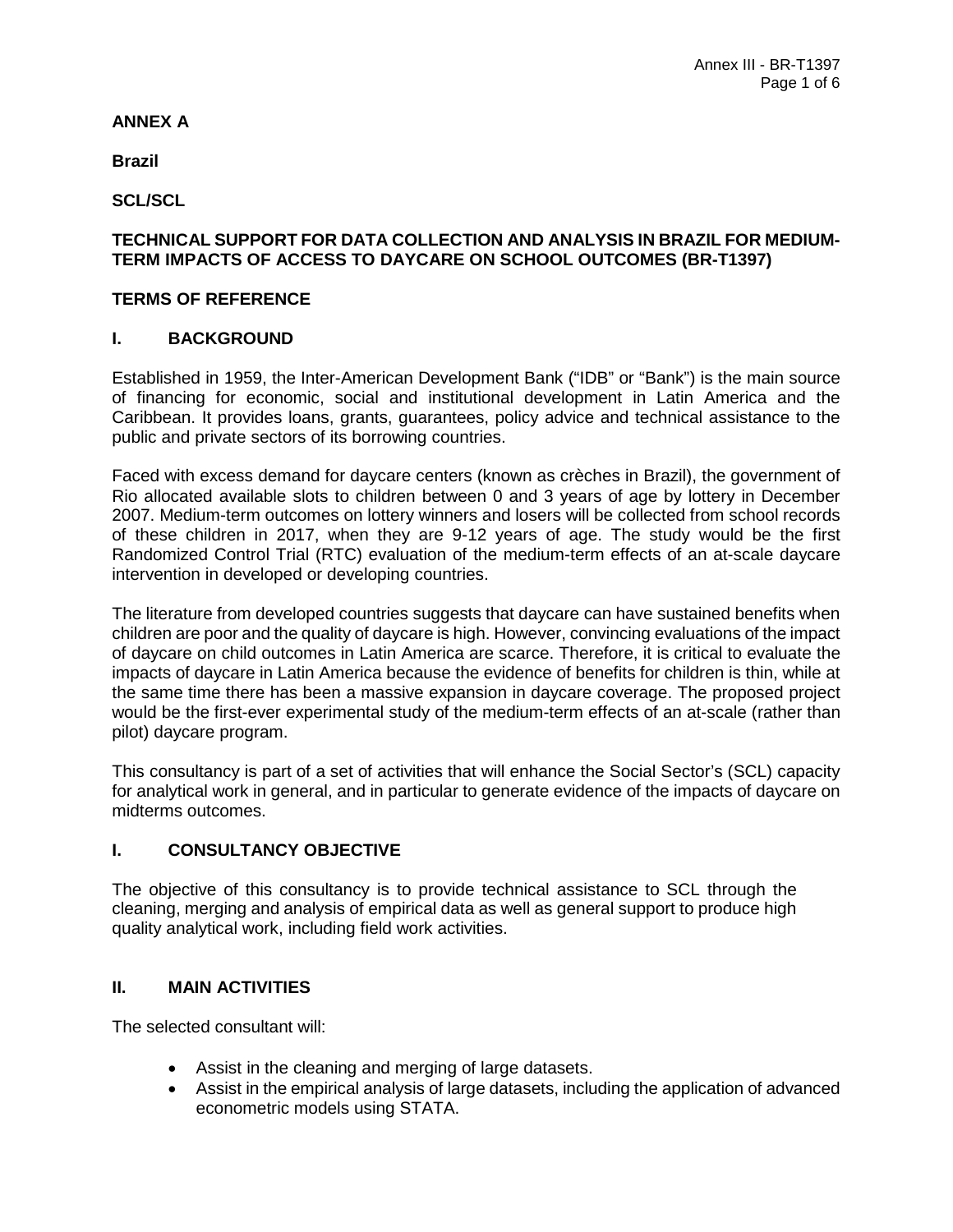**ANNEX A**

**Brazil**

**SCL/SCL**

**TECHNICAL SUPPORT FOR DATA COLLECTION AND ANALYSIS IN BRAZIL FOR MEDIUM-TERM IMPACTS OF ACCESS TO DAYCARE ON SCHOOL OUTCOMES (BR-T1397)**

**TERMS OF REFERENCE**

## I. BACKGROUND

Established in 1959, the Inter-American Development Bank ("IDB" or "Bank") is the main source of financing for economic, social and institutional development in Latin America and the Caribbean. It provides loans, grants, guarantees, policy advice and technical assistance to the public and private sectors of its borrowing countries.

Faced with excess demand for daycare centers (known as crèches in Brazil), the government of Rio allocated available slots to children between 0 and 3 years of age by lottery in December 2007. Medium-term outcomes on lottery winners and losers will be collected from school records of these children in 2017, when they are 9-12 years of age. The study would be the first Randomized Control Trial (RTC) evaluation of the medium-term effects of an at-scale daycare intervention in developed or developing countries.

The literature from developed countries suggests that daycare can have sustained benefits when children are poor and the quality of daycare is high. However, convincing evaluations of the impact of daycare on child outcomes in Latin America are scarce. Therefore, it is critical to evaluate the impacts of daycare in Latin America because the evidence of benefits for children is thin, while at the same time there has been a massive expansion in daycare coverage. The proposed project would be the first-ever experimental study of the medium-term effects of an at-scale (rather than pilot) daycare program.

This consultancy is part of a set of activities that will enhance the Social Sector's (SCL) capacity for analytical work in general, and in particular to generate evidence of the impacts of daycare on midterms outcomes.

## I. CONSULTANCY OBJECTIVE

The objective of this consultancy is to provide technical assistance to SCL through the cleaning, merging and analysis of empirical data as well as general support to produce high quality analytical work, including field work activities.

## II. MAIN ACTIVITIES

The selected consultant will:

- Assist in the cleaning and merging of large datasets.
- Assist in the empirical analysis of large datasets, including the application of advanced econometric models using STATA.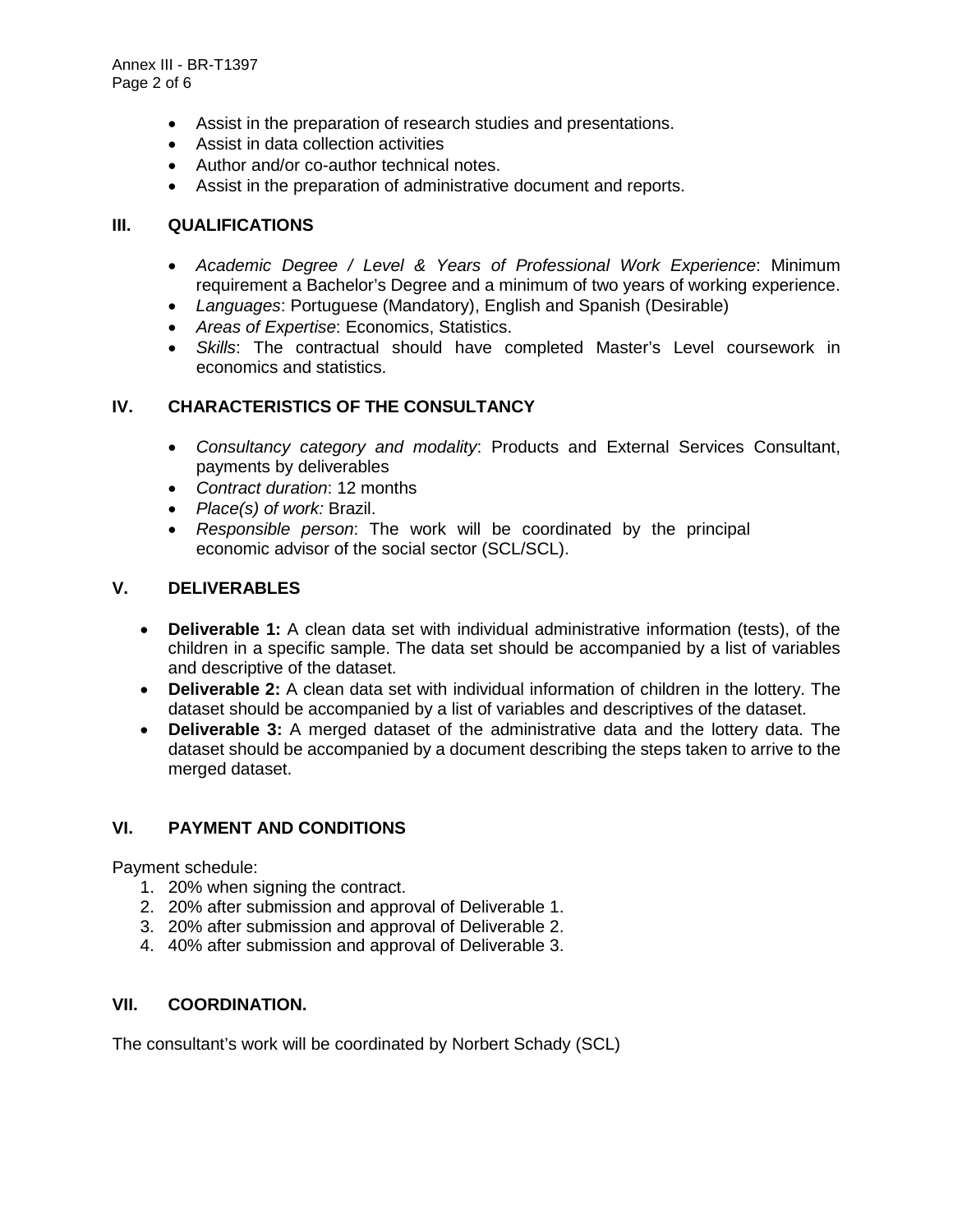- Assist in the preparation of research studies and presentations.
- Assist in data collection activities
- Author and/or co-author technical notes.
- Assist in the preparation of administrative document and reports.

## III. QUALIFICATIONS

- *Academic Degree / Level & Years of Professional Work Experience*: Minimum requirement a Bachelor's Degree and a minimum of two years of working experience.
- *Languages*: Portuguese (Mandatory), English and Spanish (Desirable)
- *Areas of Expertise*: Economics, Statistics.
- *Skills*: The contractual should have completed Master's Level coursework in economics and statistics.

## IV. CHARACTERISTICS OF THE CONSULTANCY

- *Consultancy category and modality*: Products and External Services Consultant, payments by deliverables
- *Contract duration*: 12 months
- *Place(s) of work:* Brazil.
- *Responsible person*: The work will be coordinated by the principal economic advisor of the social sector (SCL/SCL).

## V. DELIVERABLES

- **Deliverable 1:** A clean data set with individual administrative information (tests), of the children in a specific sample. The data set should be accompanied by a list of variables and descriptive of the dataset.
- **Deliverable 2:** A clean data set with individual information of children in the lottery. The dataset should be accompanied by a list of variables and descriptives of the dataset.
- **Deliverable 3:** A merged dataset of the administrative data and the lottery data. The dataset should be accompanied by a document describing the steps taken to arrive to the merged dataset.

## VI. PAYMENT AND CONDITIONS

Payment schedule:

1. 20% when signing the contract.
2. 20% after submission and approval of Deliverable 1.
3. 20% after submission and approval of Deliverable 2.
4. 40% after submission and approval of Deliverable 3.

## VII. COORDINATION.

The consultant's work will be coordinated by Norbert Schady (SCL)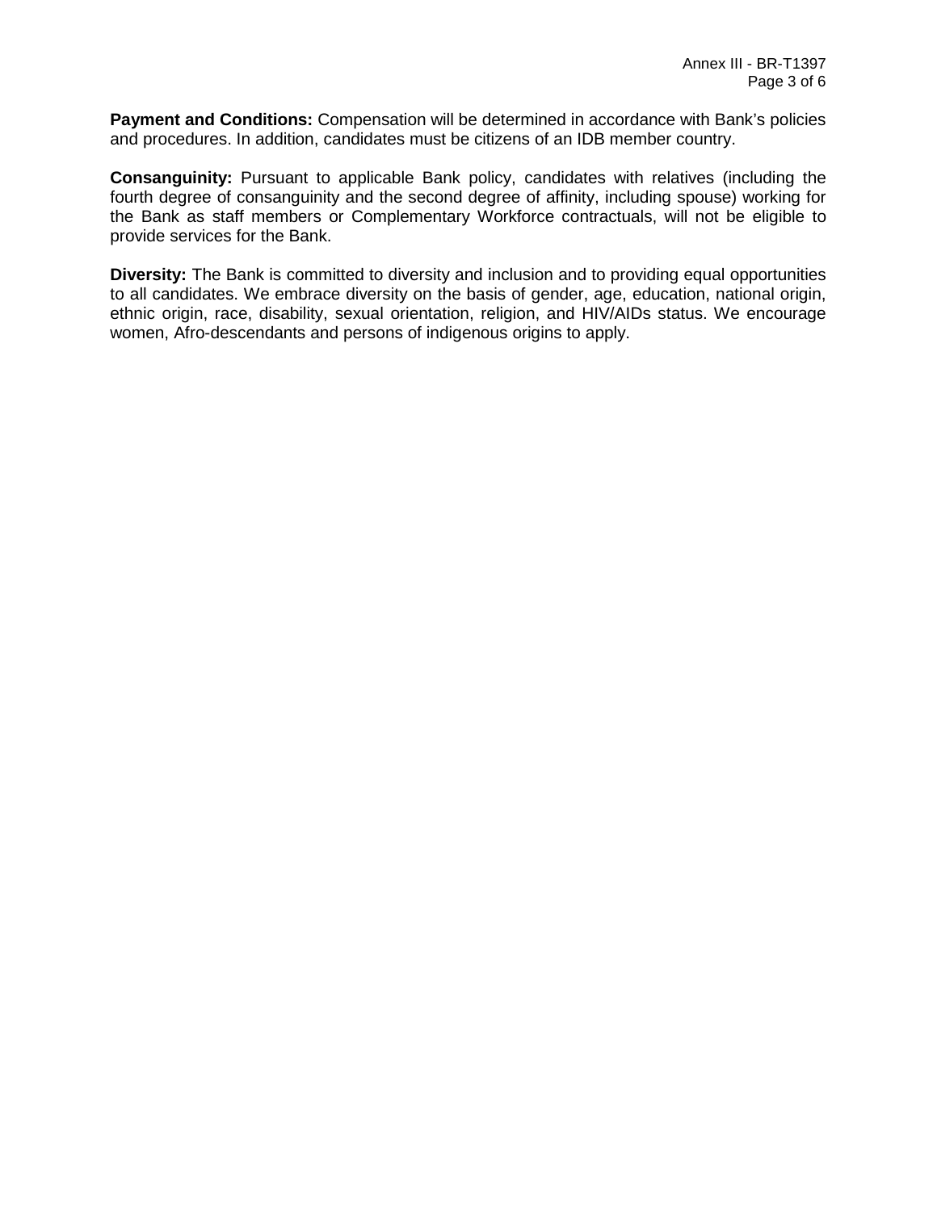**Payment and Conditions:** Compensation will be determined in accordance with Bank's policies and procedures. In addition, candidates must be citizens of an IDB member country.

**Consanguinity:** Pursuant to applicable Bank policy, candidates with relatives (including the fourth degree of consanguinity and the second degree of affinity, including spouse) working for the Bank as staff members or Complementary Workforce contractuals, will not be eligible to provide services for the Bank.

**Diversity:** The Bank is committed to diversity and inclusion and to providing equal opportunities to all candidates. We embrace diversity on the basis of gender, age, education, national origin, ethnic origin, race, disability, sexual orientation, religion, and HIV/AIDs status. We encourage women, Afro-descendants and persons of indigenous origins to apply.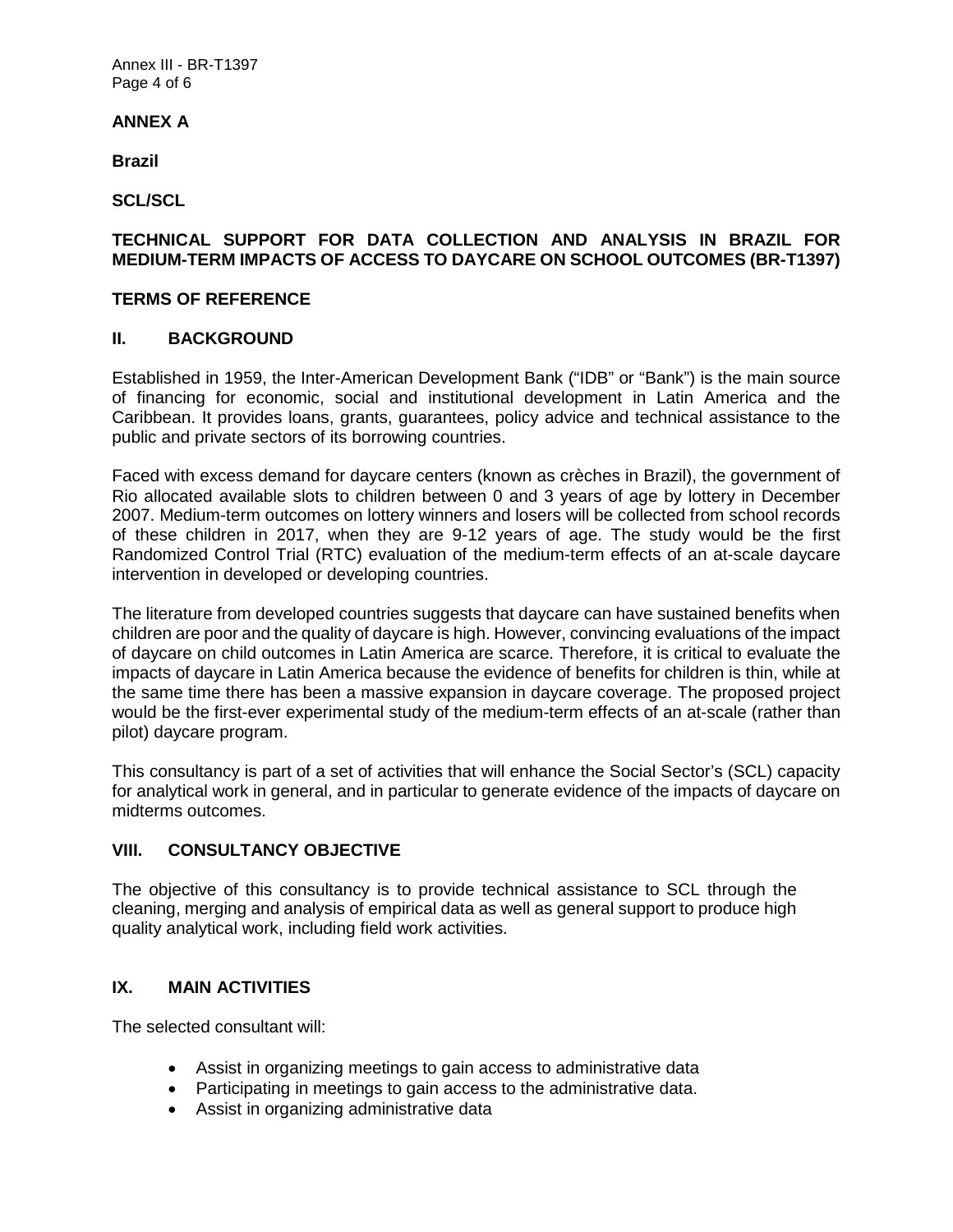**ANNEX A**

**Brazil**

**SCL/SCL**

**TECHNICAL SUPPORT FOR DATA COLLECTION AND ANALYSIS IN BRAZIL FOR MEDIUM-TERM IMPACTS OF ACCESS TO DAYCARE ON SCHOOL OUTCOMES (BR-T1397)**

**TERMS OF REFERENCE**

## II. BACKGROUND

Established in 1959, the Inter-American Development Bank ("IDB" or "Bank") is the main source of financing for economic, social and institutional development in Latin America and the Caribbean. It provides loans, grants, guarantees, policy advice and technical assistance to the public and private sectors of its borrowing countries.

Faced with excess demand for daycare centers (known as crèches in Brazil), the government of Rio allocated available slots to children between 0 and 3 years of age by lottery in December 2007. Medium-term outcomes on lottery winners and losers will be collected from school records of these children in 2017, when they are 9-12 years of age. The study would be the first Randomized Control Trial (RTC) evaluation of the medium-term effects of an at-scale daycare intervention in developed or developing countries.

The literature from developed countries suggests that daycare can have sustained benefits when children are poor and the quality of daycare is high. However, convincing evaluations of the impact of daycare on child outcomes in Latin America are scarce. Therefore, it is critical to evaluate the impacts of daycare in Latin America because the evidence of benefits for children is thin, while at the same time there has been a massive expansion in daycare coverage. The proposed project would be the first-ever experimental study of the medium-term effects of an at-scale (rather than pilot) daycare program.

This consultancy is part of a set of activities that will enhance the Social Sector's (SCL) capacity for analytical work in general, and in particular to generate evidence of the impacts of daycare on midterms outcomes.

## VIII. CONSULTANCY OBJECTIVE

The objective of this consultancy is to provide technical assistance to SCL through the cleaning, merging and analysis of empirical data as well as general support to produce high quality analytical work, including field work activities.

## IX. MAIN ACTIVITIES

The selected consultant will:

- Assist in organizing meetings to gain access to administrative data
- Participating in meetings to gain access to the administrative data.
- Assist in organizing administrative data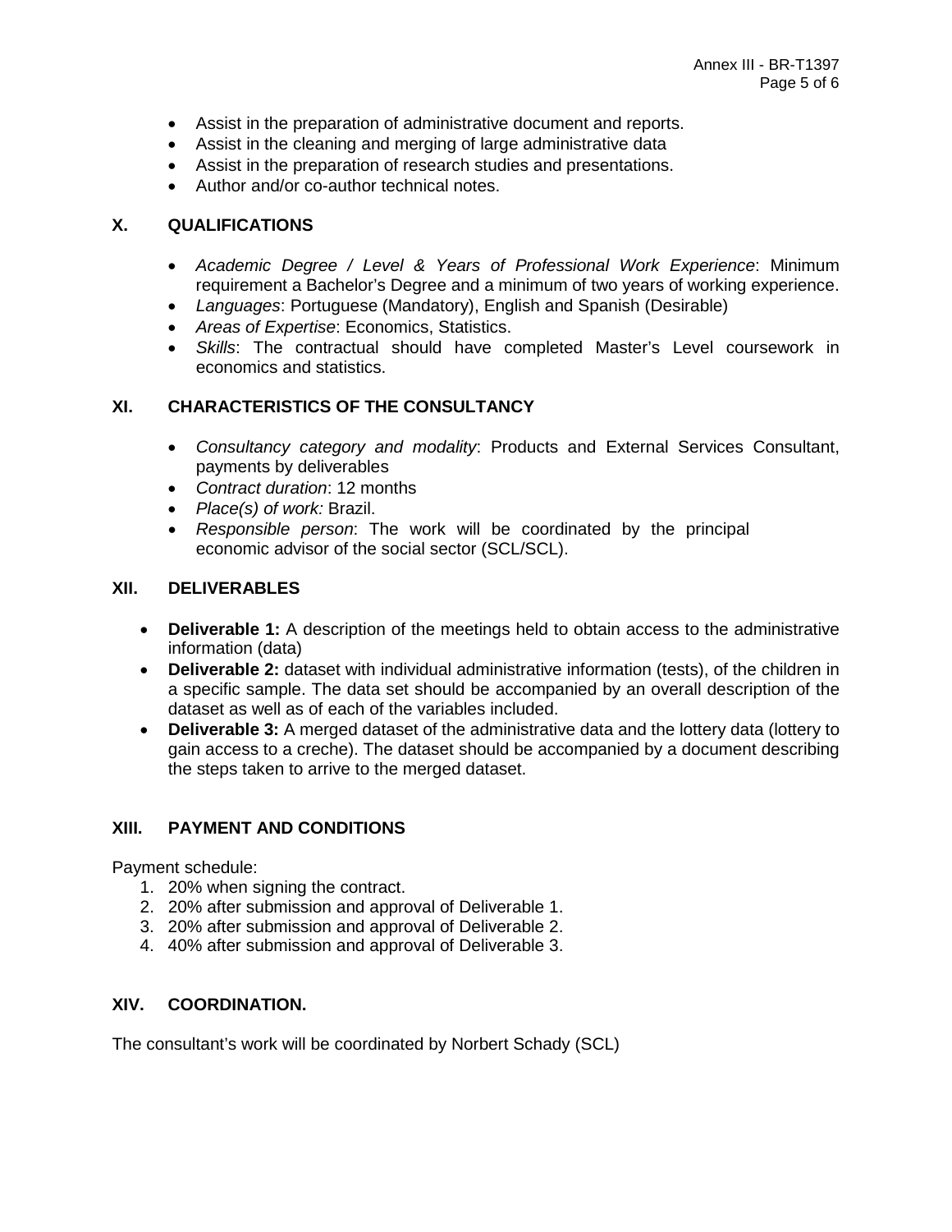- Assist in the preparation of administrative document and reports.
- Assist in the cleaning and merging of large administrative data
- Assist in the preparation of research studies and presentations.
- Author and/or co-author technical notes.

## X. QUALIFICATIONS

- *Academic Degree / Level & Years of Professional Work Experience*: Minimum requirement a Bachelor's Degree and a minimum of two years of working experience.
- *Languages*: Portuguese (Mandatory), English and Spanish (Desirable)
- *Areas of Expertise*: Economics, Statistics.
- *Skills*: The contractual should have completed Master's Level coursework in economics and statistics.

## XI. CHARACTERISTICS OF THE CONSULTANCY

- *Consultancy category and modality*: Products and External Services Consultant, payments by deliverables
- *Contract duration*: 12 months
- *Place(s) of work:* Brazil.
- *Responsible person*: The work will be coordinated by the principal economic advisor of the social sector (SCL/SCL).

## XII. DELIVERABLES

- **Deliverable 1:** A description of the meetings held to obtain access to the administrative information (data)
- **Deliverable 2:** dataset with individual administrative information (tests), of the children in a specific sample. The data set should be accompanied by an overall description of the dataset as well as of each of the variables included.
- **Deliverable 3:** A merged dataset of the administrative data and the lottery data (lottery to gain access to a creche). The dataset should be accompanied by a document describing the steps taken to arrive to the merged dataset.

## XIII. PAYMENT AND CONDITIONS

Payment schedule:

1. 20% when signing the contract.
2. 20% after submission and approval of Deliverable 1.
3. 20% after submission and approval of Deliverable 2.
4. 40% after submission and approval of Deliverable 3.

## XIV. COORDINATION.

The consultant's work will be coordinated by Norbert Schady (SCL)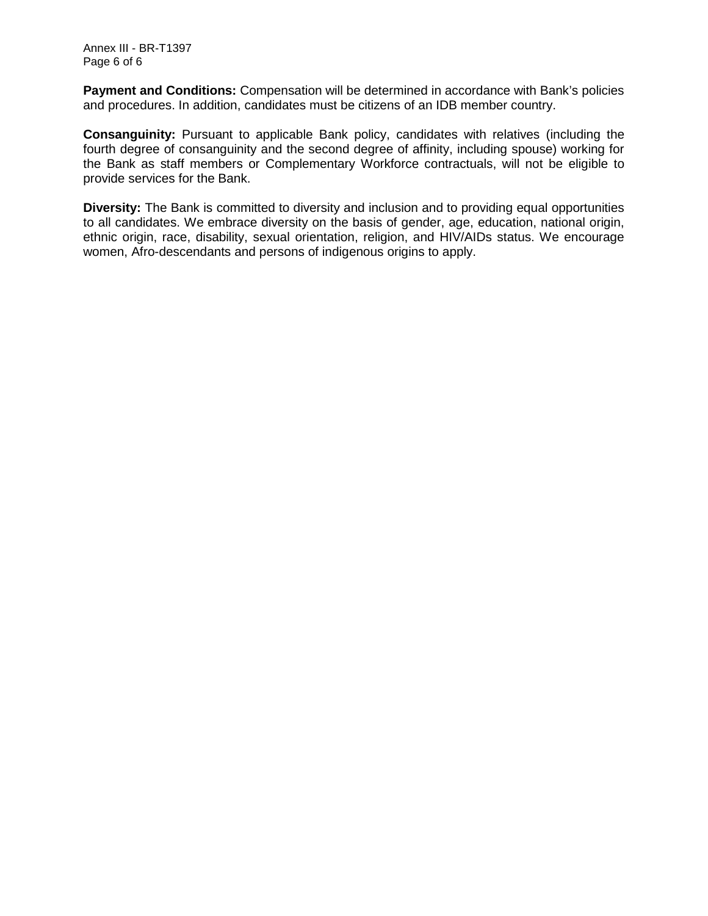**Payment and Conditions:** Compensation will be determined in accordance with Bank's policies and procedures. In addition, candidates must be citizens of an IDB member country.

**Consanguinity:** Pursuant to applicable Bank policy, candidates with relatives (including the fourth degree of consanguinity and the second degree of affinity, including spouse) working for the Bank as staff members or Complementary Workforce contractuals, will not be eligible to provide services for the Bank.

**Diversity:** The Bank is committed to diversity and inclusion and to providing equal opportunities to all candidates. We embrace diversity on the basis of gender, age, education, national origin, ethnic origin, race, disability, sexual orientation, religion, and HIV/AIDs status. We encourage women, Afro-descendants and persons of indigenous origins to apply.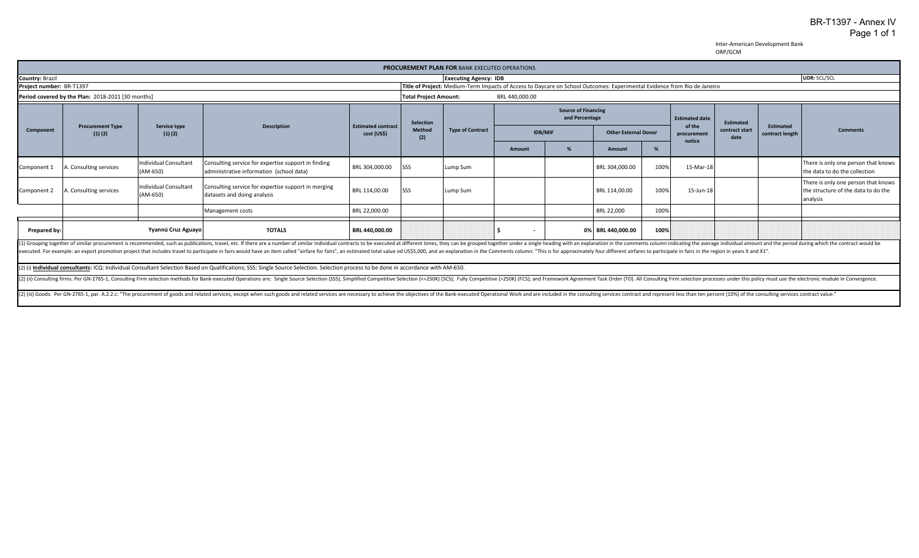BR-T1397 - Annex IV

Inter-American Development Bank
ORP/GCM

**PROCUREMENT PLAN FOR** BANK EXECUTED OPERATIONS

**Country:** Brazil | **Executing Agency: IDB** | **UDR:** SCL/SCL

**Project number:** BR-T1397 | **Title of Project:** Medium-Term Impacts of Access to Daycare on School Outcomes: Experimental Evidence from Rio de Janeiro

**Period covered by the Plan:** 2018-2021 [30 months] | **Total Project Amount:** BRL 440,000.00

| Component | Procurement Type (1) (2) | Service type (1) (2) | Description | Estimated contract cost (US$) | Selection Method (2) | Type of Contract | Source of Financing and Percentage | | | | Estimated date of the procurement notice | Estimated contract start date | Estimated contract length | Comments |
|---|---|---|---|---|---|---|---|---|---|---|---|---|---|---|
| | | | | | | | IDB/MIF | | Other External Donor | | | | | |
| | | | | | | | Amount | % | Amount | % | | | | |
| Component 1 | A. Consulting services | Individual Consultant (AM-650) | Consulting service for expertise support in finding administrative information (school data) | BRL 304,000.00 | SSS | Lump Sum | | | BRL 304,000.00 | 100% | 15-Mar-18 | | | There is only one person that knows the data to do the collection |
| Component 2 | A. Consulting services | Individual Consultant (AM-650) | Consulting service for expertise support in merging datasets and doing analysis | BRL 114,00.00 | SSS | Lump Sum | | | BRL 114,00.00 | 100% | 15-Jun-18 | | | There is only one person that knows the structure of the data to do the analysis |
| | | | Management costs | BRL 22,000.00 | | | | | BRL 22,000 | 100% | | | | |
| **Prepared by:** | | Yyannú Cruz Aguayo | **TOTALS** | **BRL 440,000.00** | | | $ - | 0% | BRL 440,000.00 | 100% | | | | |

(1) Grouping together of similar procurement is recommended, such as publications, travel, etc. If there are a number of similar individual contracts to be executed at different times, they can be grouped together under a single heading with an explanation in the comments column indicating the average individual amount and the period during which the contract would be executed. For example: an export promotion project that includes travel to participate in fairs would have an item called "airfare for fairs", an estimated total value od US$5,000, and an explanation in the Comments column: "This is for approximately four different airfares to participate in fairs in the region in years X and X1".

(2) (i) **Individual consultants:** ICQ: Individual Consultant Selection Based on Qualifications; SSS: Single Source Selection. Selection process to be done in accordance with AM-650.

(2) (ii) Consulting firms: Per GN-2765-1, Consulting Firm selection methods for Bank-executed Operations are: Single Source Selection (SSS); Simplified Competitive Selection (<=250K) (SCS); Fully Competitive (>250K) (FCS); and Framework Agreement Task Order (TO). All Consulting Firm selection processes under this policy must use the electronic module in Convergence.

(2) (iii) Goods: Per GN-2765-1, par. A.2.2.c: "The procurement of goods and related services, except when such goods and related services are necessary to achieve the objectives of the Bank-executed Operational Work and are included in the consulting services contract and represent less than ten percent (10%) of the consulting services contract value."